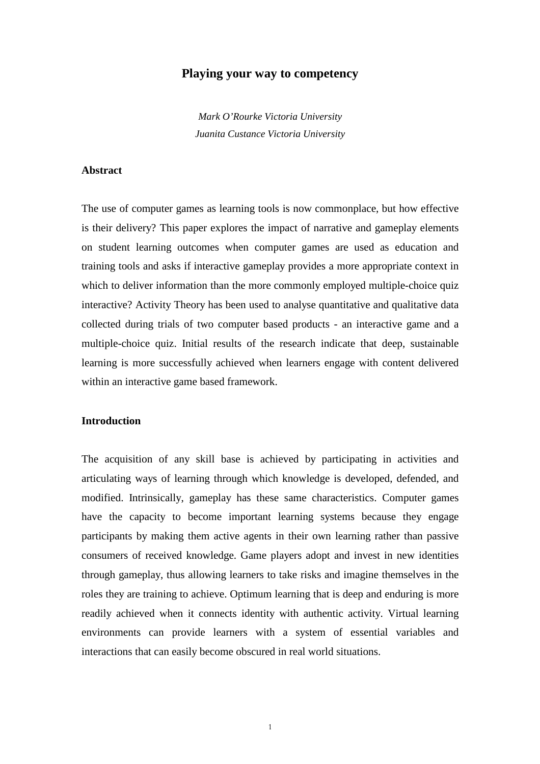# Playing your way to competency

*Mark O'Rourke Victoria University*
*Juanita Custance Victoria University*

## Abstract

The use of computer games as learning tools is now commonplace, but how effective is their delivery? This paper explores the impact of narrative and gameplay elements on student learning outcomes when computer games are used as education and training tools and asks if interactive gameplay provides a more appropriate context in which to deliver information than the more commonly employed multiple-choice quiz interactive? Activity Theory has been used to analyse quantitative and qualitative data collected during trials of two computer based products - an interactive game and a multiple-choice quiz. Initial results of the research indicate that deep, sustainable learning is more successfully achieved when learners engage with content delivered within an interactive game based framework.

## Introduction

The acquisition of any skill base is achieved by participating in activities and articulating ways of learning through which knowledge is developed, defended, and modified. Intrinsically, gameplay has these same characteristics. Computer games have the capacity to become important learning systems because they engage participants by making them active agents in their own learning rather than passive consumers of received knowledge. Game players adopt and invest in new identities through gameplay, thus allowing learners to take risks and imagine themselves in the roles they are training to achieve. Optimum learning that is deep and enduring is more readily achieved when it connects identity with authentic activity. Virtual learning environments can provide learners with a system of essential variables and interactions that can easily become obscured in real world situations.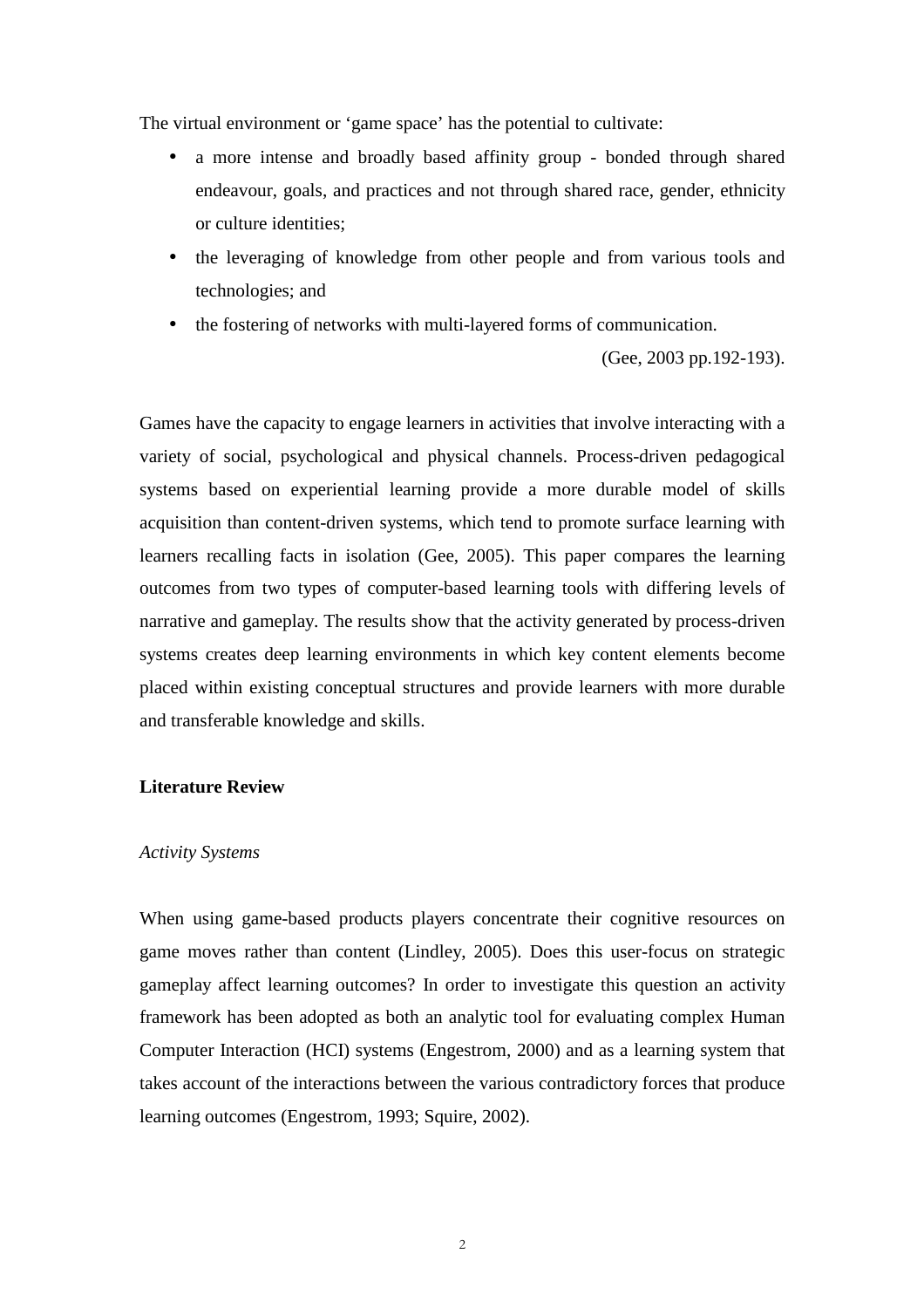The virtual environment or 'game space' has the potential to cultivate:

- a more intense and broadly based affinity group - bonded through shared endeavour, goals, and practices and not through shared race, gender, ethnicity or culture identities;
- the leveraging of knowledge from other people and from various tools and technologies; and
- the fostering of networks with multi-layered forms of communication.

(Gee, 2003 pp.192-193).

Games have the capacity to engage learners in activities that involve interacting with a variety of social, psychological and physical channels. Process-driven pedagogical systems based on experiential learning provide a more durable model of skills acquisition than content-driven systems, which tend to promote surface learning with learners recalling facts in isolation (Gee, 2005). This paper compares the learning outcomes from two types of computer-based learning tools with differing levels of narrative and gameplay. The results show that the activity generated by process-driven systems creates deep learning environments in which key content elements become placed within existing conceptual structures and provide learners with more durable and transferable knowledge and skills.

## Literature Review

### *Activity Systems*

When using game-based products players concentrate their cognitive resources on game moves rather than content (Lindley, 2005). Does this user-focus on strategic gameplay affect learning outcomes? In order to investigate this question an activity framework has been adopted as both an analytic tool for evaluating complex Human Computer Interaction (HCI) systems (Engestrom, 2000) and as a learning system that takes account of the interactions between the various contradictory forces that produce learning outcomes (Engestrom, 1993; Squire, 2002).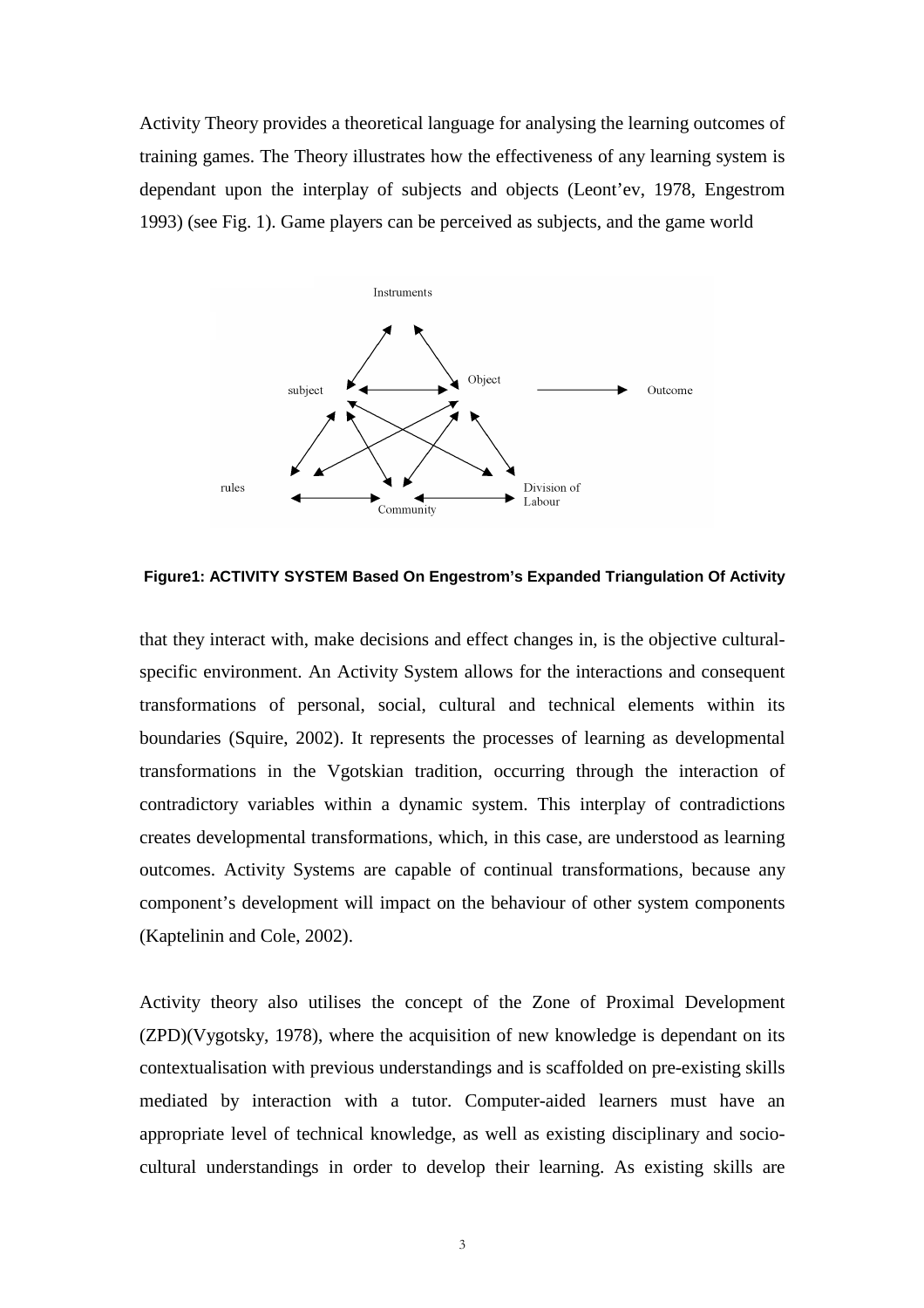Activity Theory provides a theoretical language for analysing the learning outcomes of training games. The Theory illustrates how the effectiveness of any learning system is dependant upon the interplay of subjects and objects (Leont'ev, 1978, Engestrom 1993) (see Fig. 1). Game players can be perceived as subjects, and the game world

**Figure1: ACTIVITY SYSTEM Based On Engestrom's Expanded Triangulation Of Activity**

that they interact with, make decisions and effect changes in, is the objective cultural-specific environment. An Activity System allows for the interactions and consequent transformations of personal, social, cultural and technical elements within its boundaries (Squire, 2002). It represents the processes of learning as developmental transformations in the Vgotskian tradition, occurring through the interaction of contradictory variables within a dynamic system. This interplay of contradictions creates developmental transformations, which, in this case, are understood as learning outcomes. Activity Systems are capable of continual transformations, because any component's development will impact on the behaviour of other system components (Kaptelinin and Cole, 2002).

Activity theory also utilises the concept of the Zone of Proximal Development (ZPD)(Vygotsky, 1978), where the acquisition of new knowledge is dependant on its contextualisation with previous understandings and is scaffolded on pre-existing skills mediated by interaction with a tutor. Computer-aided learners must have an appropriate level of technical knowledge, as well as existing disciplinary and socio-cultural understandings in order to develop their learning. As existing skills are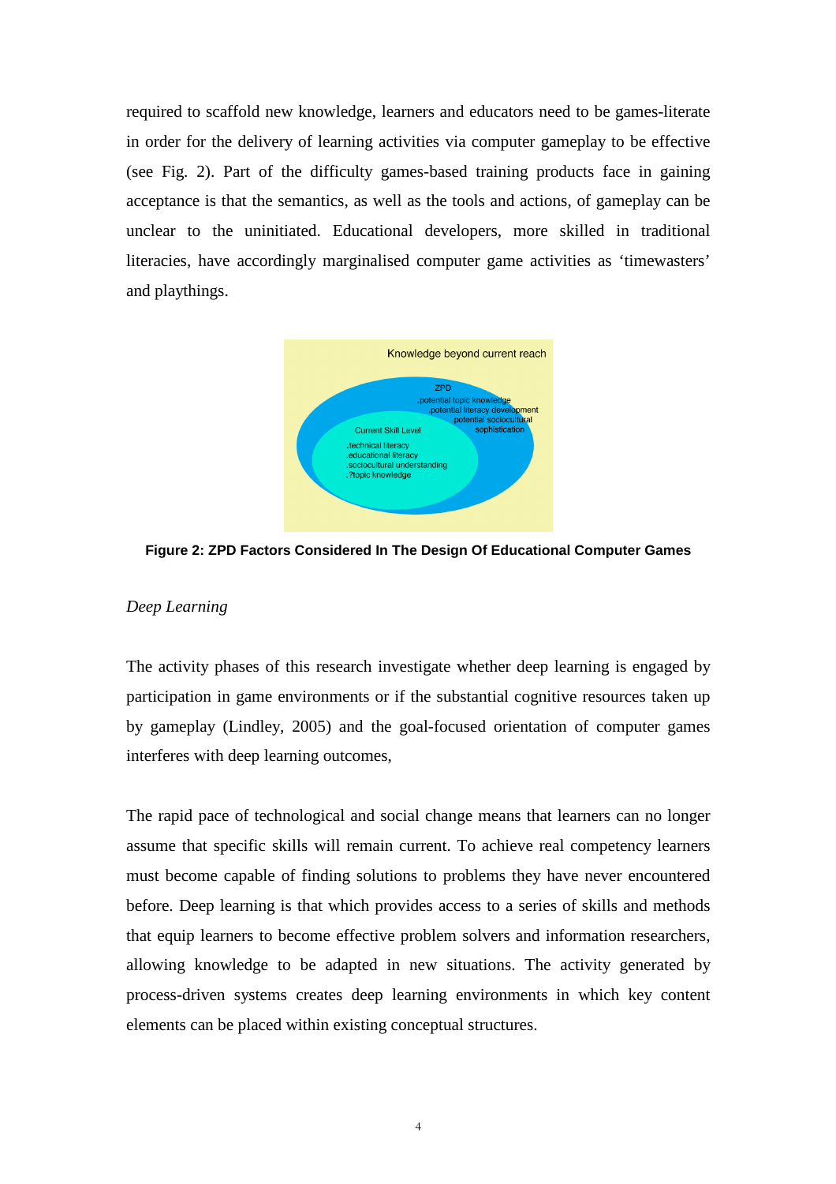required to scaffold new knowledge, learners and educators need to be games-literate in order for the delivery of learning activities via computer gameplay to be effective (see Fig. 2). Part of the difficulty games-based training products face in gaining acceptance is that the semantics, as well as the tools and actions, of gameplay can be unclear to the uninitiated. Educational developers, more skilled in traditional literacies, have accordingly marginalised computer game activities as 'timewasters' and playthings.

Knowledge beyond current reach

ZPD
.potential topic knowledge
.potential literacy development
.potential sociocultural sophistication

Current Skill Level
.technical literacy
.educational literacy
.sociocultural understanding
.?topic knowledge

**Figure 2: ZPD Factors Considered In The Design Of Educational Computer Games**

*Deep Learning*

The activity phases of this research investigate whether deep learning is engaged by participation in game environments or if the substantial cognitive resources taken up by gameplay (Lindley, 2005) and the goal-focused orientation of computer games interferes with deep learning outcomes,

The rapid pace of technological and social change means that learners can no longer assume that specific skills will remain current. To achieve real competency learners must become capable of finding solutions to problems they have never encountered before. Deep learning is that which provides access to a series of skills and methods that equip learners to become effective problem solvers and information researchers, allowing knowledge to be adapted in new situations. The activity generated by process-driven systems creates deep learning environments in which key content elements can be placed within existing conceptual structures.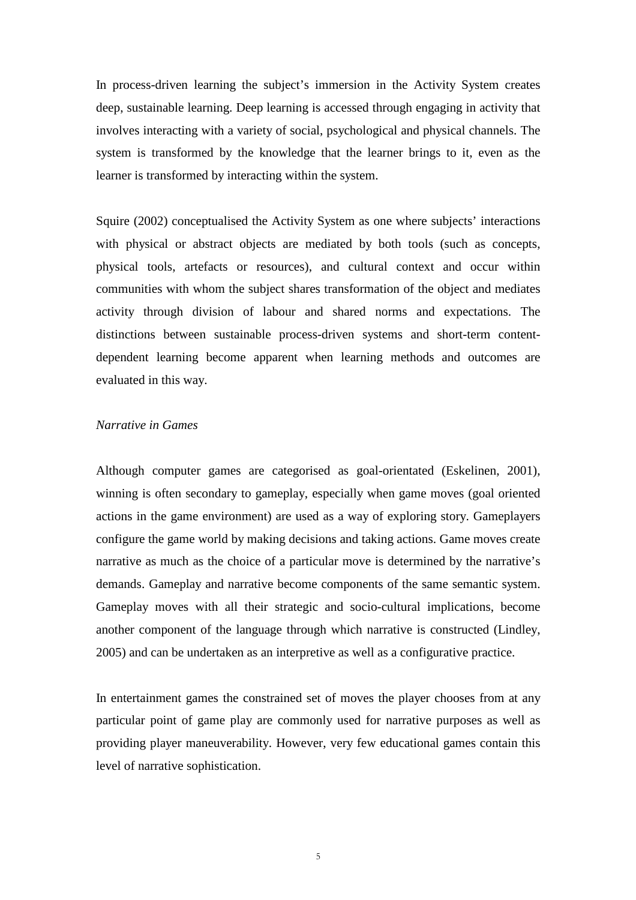In process-driven learning the subject's immersion in the Activity System creates deep, sustainable learning. Deep learning is accessed through engaging in activity that involves interacting with a variety of social, psychological and physical channels. The system is transformed by the knowledge that the learner brings to it, even as the learner is transformed by interacting within the system.

Squire (2002) conceptualised the Activity System as one where subjects' interactions with physical or abstract objects are mediated by both tools (such as concepts, physical tools, artefacts or resources), and cultural context and occur within communities with whom the subject shares transformation of the object and mediates activity through division of labour and shared norms and expectations. The distinctions between sustainable process-driven systems and short-term content-dependent learning become apparent when learning methods and outcomes are evaluated in this way.

*Narrative in Games*

Although computer games are categorised as goal-orientated (Eskelinen, 2001), winning is often secondary to gameplay, especially when game moves (goal oriented actions in the game environment) are used as a way of exploring story. Gameplayers configure the game world by making decisions and taking actions. Game moves create narrative as much as the choice of a particular move is determined by the narrative's demands. Gameplay and narrative become components of the same semantic system. Gameplay moves with all their strategic and socio-cultural implications, become another component of the language through which narrative is constructed (Lindley, 2005) and can be undertaken as an interpretive as well as a configurative practice.

In entertainment games the constrained set of moves the player chooses from at any particular point of game play are commonly used for narrative purposes as well as providing player maneuverability. However, very few educational games contain this level of narrative sophistication.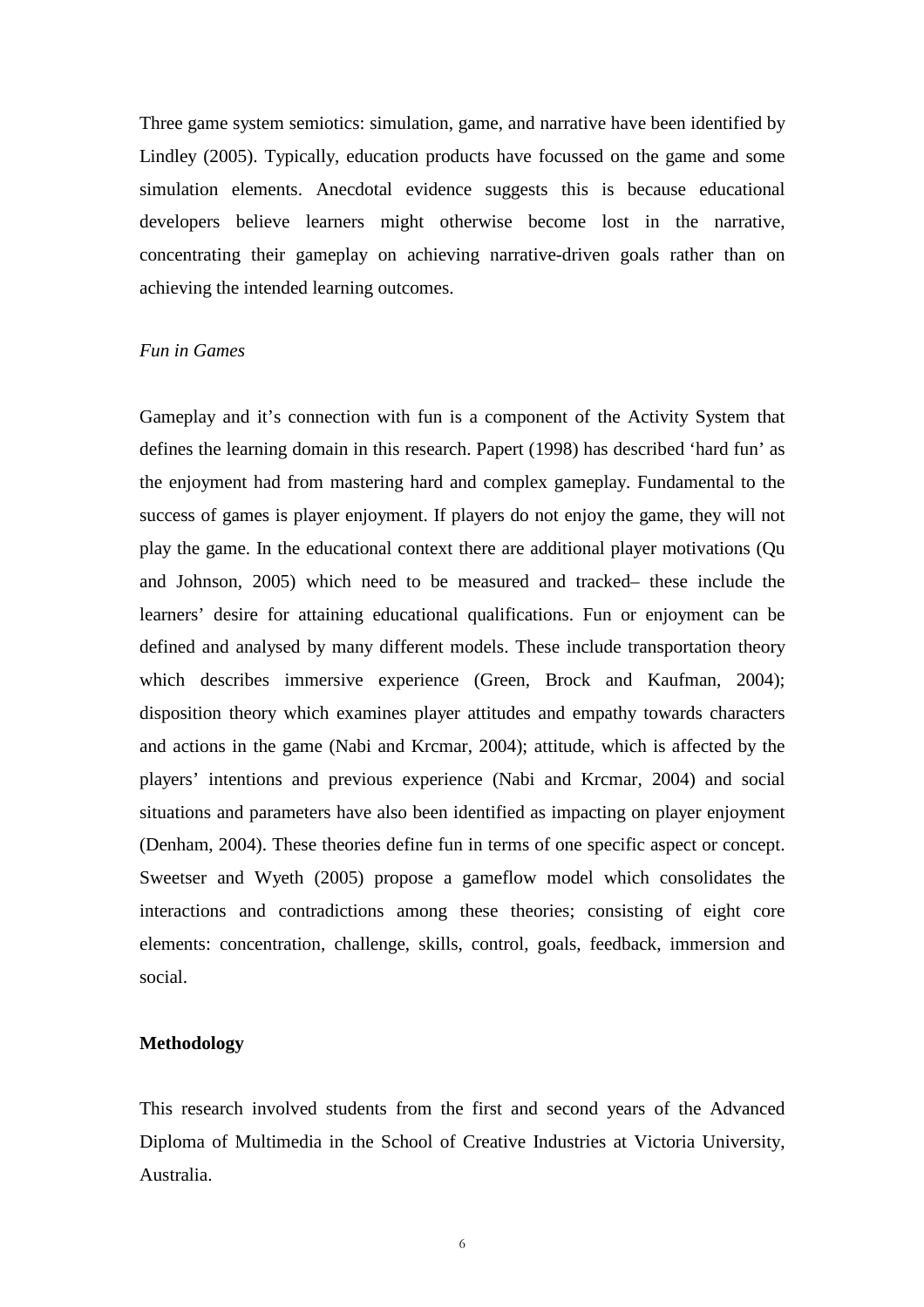Three game system semiotics: simulation, game, and narrative have been identified by Lindley (2005). Typically, education products have focussed on the game and some simulation elements. Anecdotal evidence suggests this is because educational developers believe learners might otherwise become lost in the narrative, concentrating their gameplay on achieving narrative-driven goals rather than on achieving the intended learning outcomes.

*Fun in Games*

Gameplay and it's connection with fun is a component of the Activity System that defines the learning domain in this research. Papert (1998) has described 'hard fun' as the enjoyment had from mastering hard and complex gameplay. Fundamental to the success of games is player enjoyment. If players do not enjoy the game, they will not play the game. In the educational context there are additional player motivations (Qu and Johnson, 2005) which need to be measured and tracked– these include the learners' desire for attaining educational qualifications. Fun or enjoyment can be defined and analysed by many different models. These include transportation theory which describes immersive experience (Green, Brock and Kaufman, 2004); disposition theory which examines player attitudes and empathy towards characters and actions in the game (Nabi and Krcmar, 2004); attitude, which is affected by the players' intentions and previous experience (Nabi and Krcmar, 2004) and social situations and parameters have also been identified as impacting on player enjoyment (Denham, 2004). These theories define fun in terms of one specific aspect or concept. Sweetser and Wyeth (2005) propose a gameflow model which consolidates the interactions and contradictions among these theories; consisting of eight core elements: concentration, challenge, skills, control, goals, feedback, immersion and social.

## Methodology

This research involved students from the first and second years of the Advanced Diploma of Multimedia in the School of Creative Industries at Victoria University, Australia.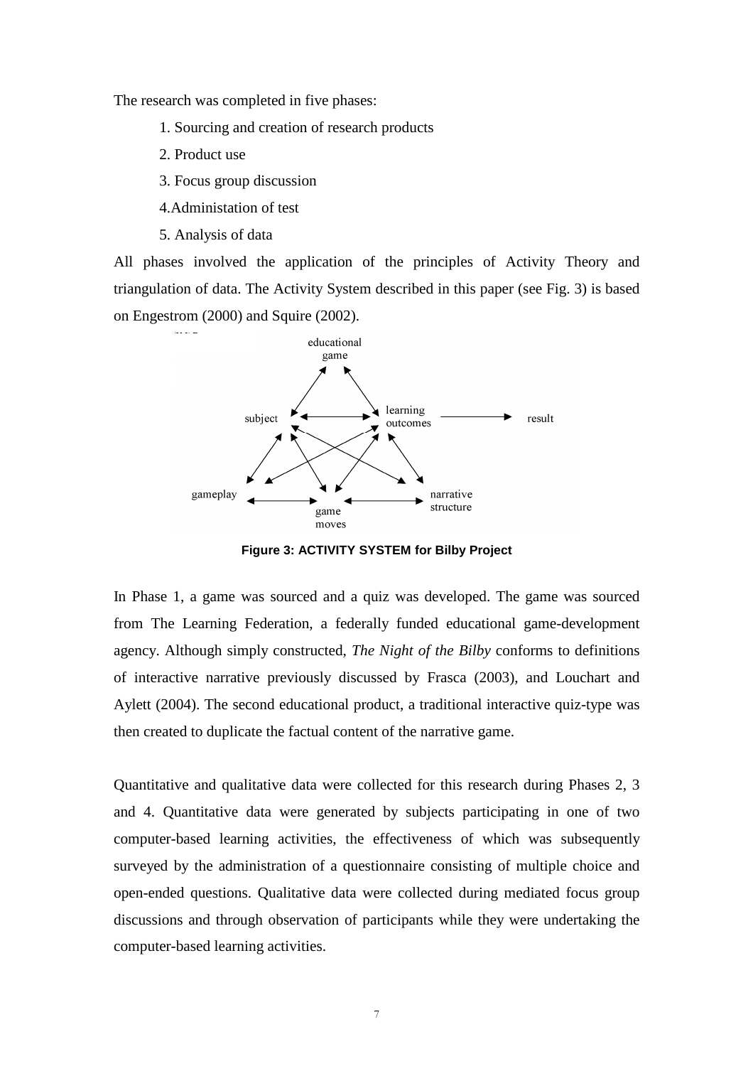The research was completed in five phases:

1. Sourcing and creation of research products
2. Product use
3. Focus group discussion
4. Administation of test
5. Analysis of data

All phases involved the application of the principles of Activity Theory and triangulation of data. The Activity System described in this paper (see Fig. 3) is based on Engestrom (2000) and Squire (2002).

**Figure 3: ACTIVITY SYSTEM for Bilby Project**

In Phase 1, a game was sourced and a quiz was developed. The game was sourced from The Learning Federation, a federally funded educational game-development agency. Although simply constructed, *The Night of the Bilby* conforms to definitions of interactive narrative previously discussed by Frasca (2003), and Louchart and Aylett (2004). The second educational product, a traditional interactive quiz-type was then created to duplicate the factual content of the narrative game.

Quantitative and qualitative data were collected for this research during Phases 2, 3 and 4. Quantitative data were generated by subjects participating in one of two computer-based learning activities, the effectiveness of which was subsequently surveyed by the administration of a questionnaire consisting of multiple choice and open-ended questions. Qualitative data were collected during mediated focus group discussions and through observation of participants while they were undertaking the computer-based learning activities.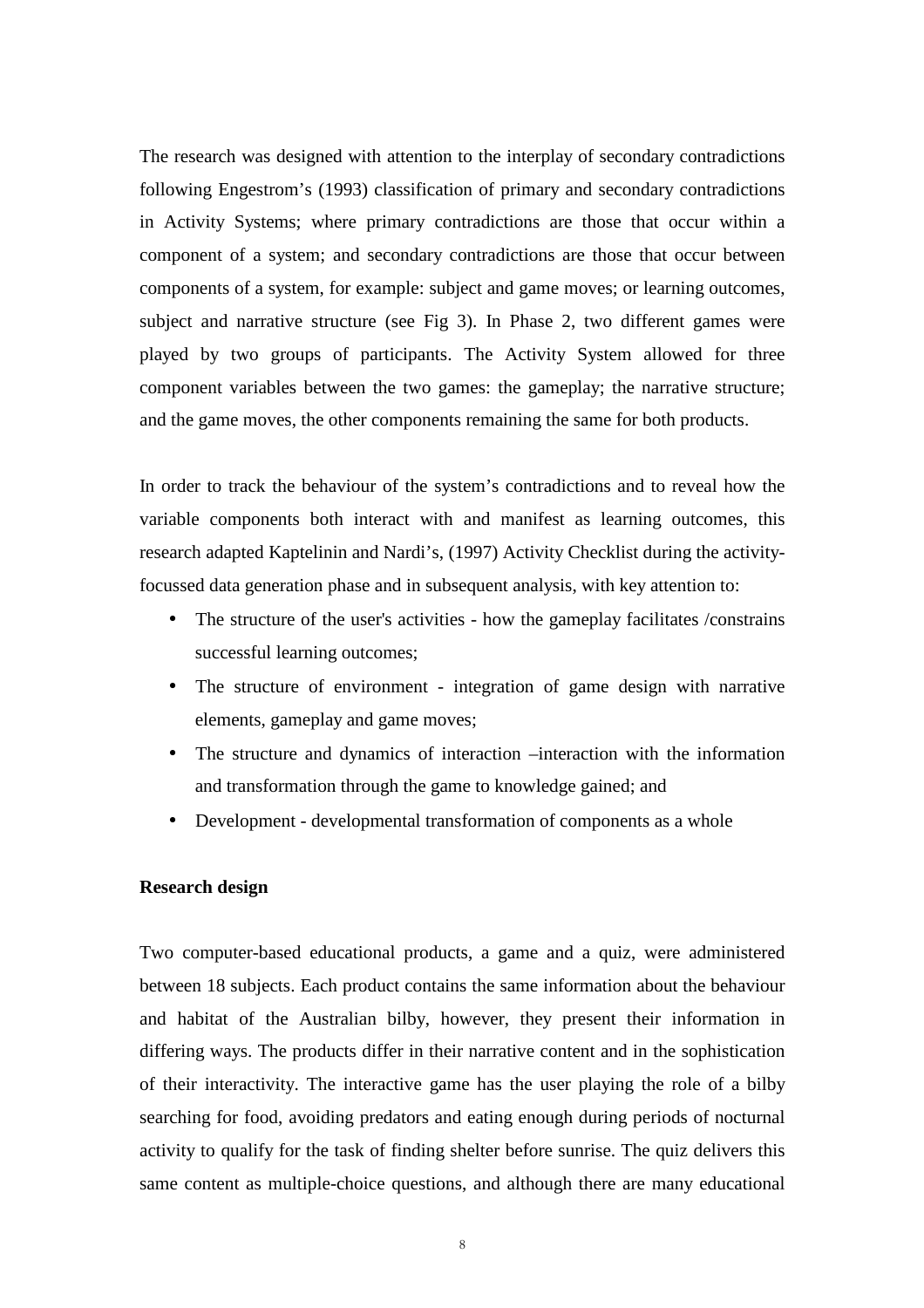The research was designed with attention to the interplay of secondary contradictions following Engestrom's (1993) classification of primary and secondary contradictions in Activity Systems; where primary contradictions are those that occur within a component of a system; and secondary contradictions are those that occur between components of a system, for example: subject and game moves; or learning outcomes, subject and narrative structure (see Fig 3). In Phase 2, two different games were played by two groups of participants. The Activity System allowed for three component variables between the two games: the gameplay; the narrative structure; and the game moves, the other components remaining the same for both products.

In order to track the behaviour of the system's contradictions and to reveal how the variable components both interact with and manifest as learning outcomes, this research adapted Kaptelinin and Nardi's, (1997) Activity Checklist during the activity-focussed data generation phase and in subsequent analysis, with key attention to:

- The structure of the user's activities - how the gameplay facilitates /constrains successful learning outcomes;
- The structure of environment - integration of game design with narrative elements, gameplay and game moves;
- The structure and dynamics of interaction –interaction with the information and transformation through the game to knowledge gained; and
- Development - developmental transformation of components as a whole

**Research design**

Two computer-based educational products, a game and a quiz, were administered between 18 subjects. Each product contains the same information about the behaviour and habitat of the Australian bilby, however, they present their information in differing ways. The products differ in their narrative content and in the sophistication of their interactivity. The interactive game has the user playing the role of a bilby searching for food, avoiding predators and eating enough during periods of nocturnal activity to qualify for the task of finding shelter before sunrise. The quiz delivers this same content as multiple-choice questions, and although there are many educational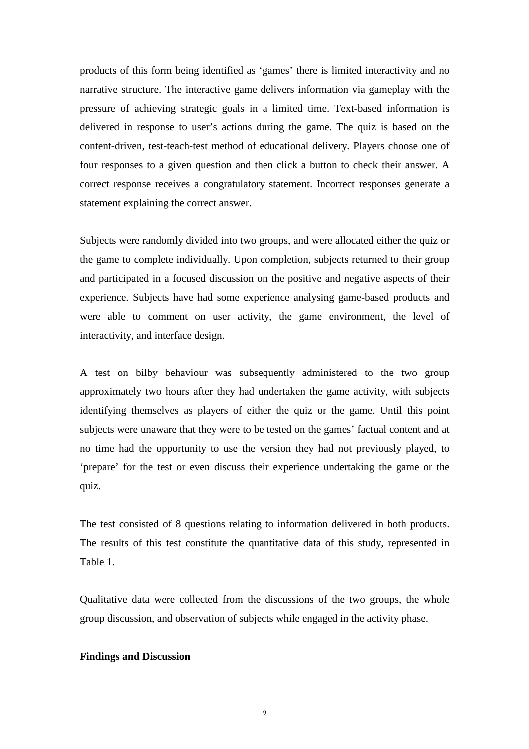products of this form being identified as 'games' there is limited interactivity and no narrative structure. The interactive game delivers information via gameplay with the pressure of achieving strategic goals in a limited time. Text-based information is delivered in response to user's actions during the game. The quiz is based on the content-driven, test-teach-test method of educational delivery. Players choose one of four responses to a given question and then click a button to check their answer. A correct response receives a congratulatory statement. Incorrect responses generate a statement explaining the correct answer.

Subjects were randomly divided into two groups, and were allocated either the quiz or the game to complete individually. Upon completion, subjects returned to their group and participated in a focused discussion on the positive and negative aspects of their experience. Subjects have had some experience analysing game-based products and were able to comment on user activity, the game environment, the level of interactivity, and interface design.

A test on bilby behaviour was subsequently administered to the two group approximately two hours after they had undertaken the game activity, with subjects identifying themselves as players of either the quiz or the game. Until this point subjects were unaware that they were to be tested on the games' factual content and at no time had the opportunity to use the version they had not previously played, to 'prepare' for the test or even discuss their experience undertaking the game or the quiz.

The test consisted of 8 questions relating to information delivered in both products. The results of this test constitute the quantitative data of this study, represented in Table 1.

Qualitative data were collected from the discussions of the two groups, the whole group discussion, and observation of subjects while engaged in the activity phase.

**Findings and Discussion**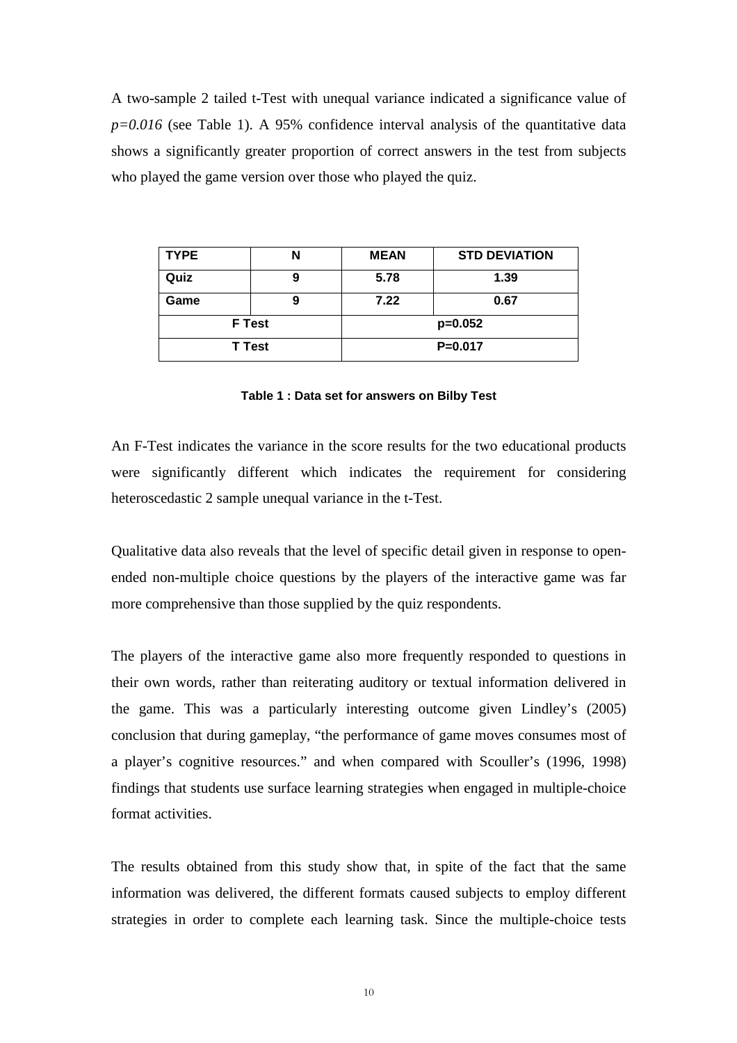A two-sample 2 tailed t-Test with unequal variance indicated a significance value of *p=0.016* (see Table 1). A 95% confidence interval analysis of the quantitative data shows a significantly greater proportion of correct answers in the test from subjects who played the game version over those who played the quiz.

| TYPE | N | MEAN | STD DEVIATION |
|---|---|---|---|
| Quiz | 9 | 5.78 | 1.39 |
| Game | 9 | 7.22 | 0.67 |
| F Test | | p=0.052 | |
| T Test | | P=0.017 | |

**Table 1 : Data set for answers on Bilby Test**

An F-Test indicates the variance in the score results for the two educational products were significantly different which indicates the requirement for considering heteroscedastic 2 sample unequal variance in the t-Test.

Qualitative data also reveals that the level of specific detail given in response to open-ended non-multiple choice questions by the players of the interactive game was far more comprehensive than those supplied by the quiz respondents.

The players of the interactive game also more frequently responded to questions in their own words, rather than reiterating auditory or textual information delivered in the game. This was a particularly interesting outcome given Lindley's (2005) conclusion that during gameplay, "the performance of game moves consumes most of a player's cognitive resources." and when compared with Scouller's (1996, 1998) findings that students use surface learning strategies when engaged in multiple-choice format activities.

The results obtained from this study show that, in spite of the fact that the same information was delivered, the different formats caused subjects to employ different strategies in order to complete each learning task. Since the multiple-choice tests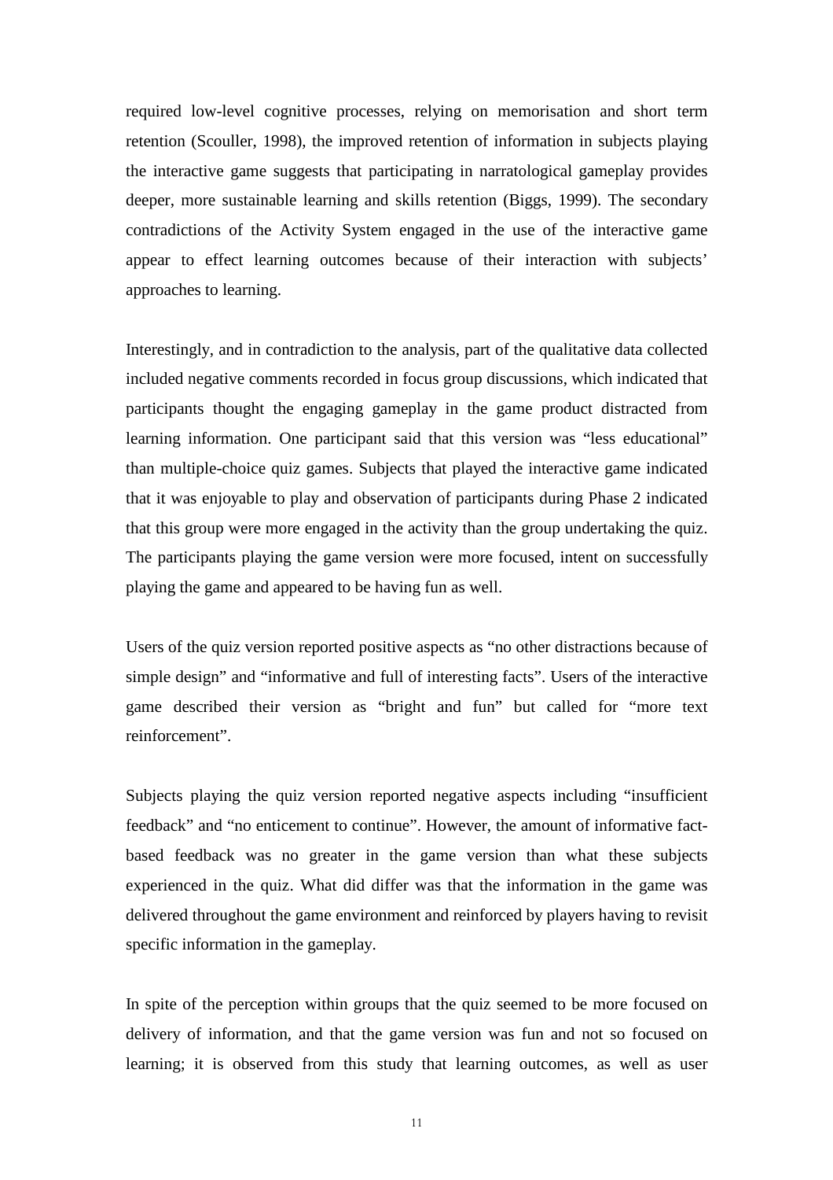required low-level cognitive processes, relying on memorisation and short term retention (Scouller, 1998), the improved retention of information in subjects playing the interactive game suggests that participating in narratological gameplay provides deeper, more sustainable learning and skills retention (Biggs, 1999). The secondary contradictions of the Activity System engaged in the use of the interactive game appear to effect learning outcomes because of their interaction with subjects' approaches to learning.

Interestingly, and in contradiction to the analysis, part of the qualitative data collected included negative comments recorded in focus group discussions, which indicated that participants thought the engaging gameplay in the game product distracted from learning information. One participant said that this version was "less educational" than multiple-choice quiz games. Subjects that played the interactive game indicated that it was enjoyable to play and observation of participants during Phase 2 indicated that this group were more engaged in the activity than the group undertaking the quiz. The participants playing the game version were more focused, intent on successfully playing the game and appeared to be having fun as well.

Users of the quiz version reported positive aspects as "no other distractions because of simple design" and "informative and full of interesting facts". Users of the interactive game described their version as "bright and fun" but called for "more text reinforcement".

Subjects playing the quiz version reported negative aspects including "insufficient feedback" and "no enticement to continue". However, the amount of informative fact-based feedback was no greater in the game version than what these subjects experienced in the quiz. What did differ was that the information in the game was delivered throughout the game environment and reinforced by players having to revisit specific information in the gameplay.

In spite of the perception within groups that the quiz seemed to be more focused on delivery of information, and that the game version was fun and not so focused on learning; it is observed from this study that learning outcomes, as well as user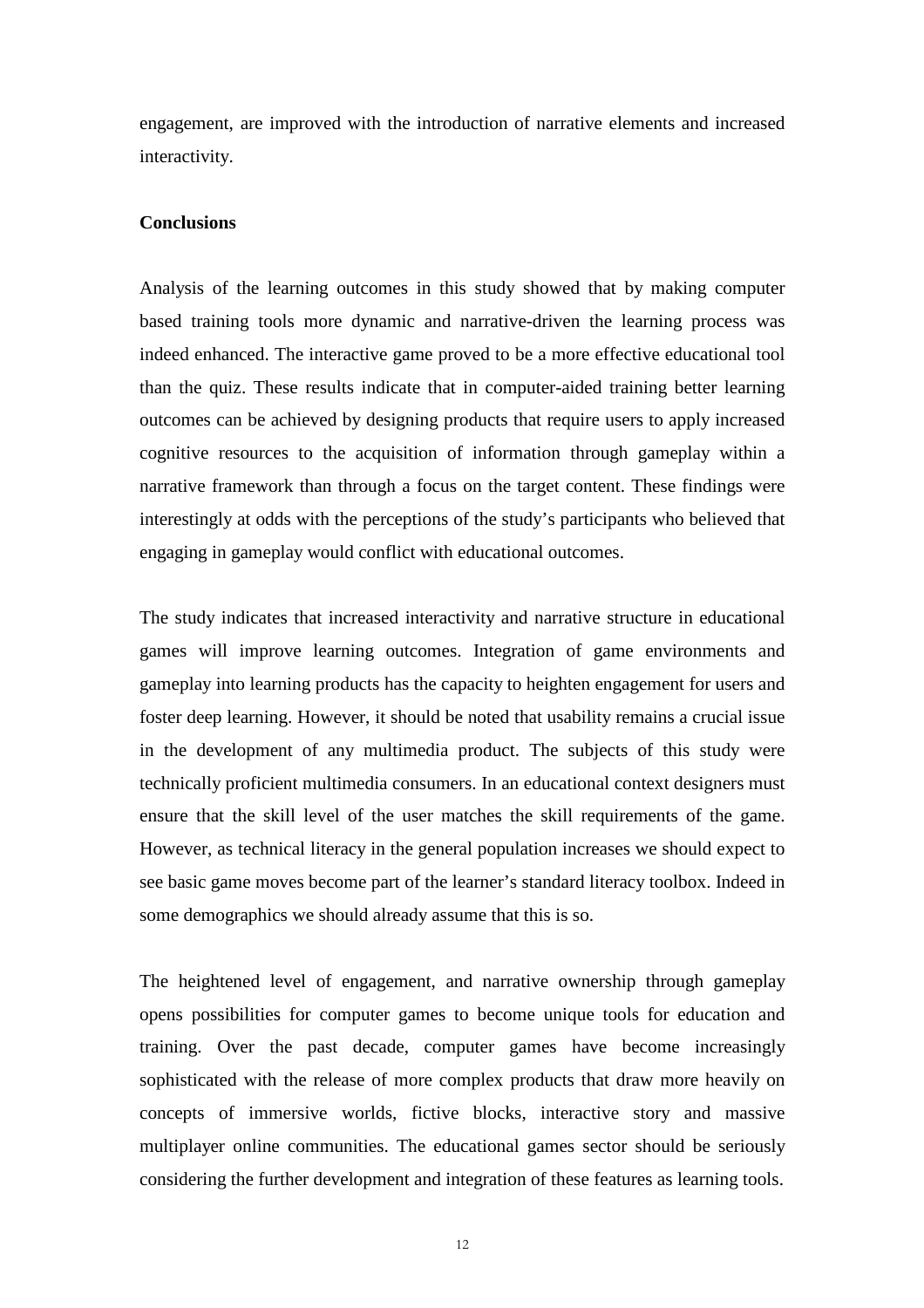engagement, are improved with the introduction of narrative elements and increased interactivity.

## Conclusions

Analysis of the learning outcomes in this study showed that by making computer based training tools more dynamic and narrative-driven the learning process was indeed enhanced. The interactive game proved to be a more effective educational tool than the quiz. These results indicate that in computer-aided training better learning outcomes can be achieved by designing products that require users to apply increased cognitive resources to the acquisition of information through gameplay within a narrative framework than through a focus on the target content. These findings were interestingly at odds with the perceptions of the study's participants who believed that engaging in gameplay would conflict with educational outcomes.

The study indicates that increased interactivity and narrative structure in educational games will improve learning outcomes. Integration of game environments and gameplay into learning products has the capacity to heighten engagement for users and foster deep learning. However, it should be noted that usability remains a crucial issue in the development of any multimedia product. The subjects of this study were technically proficient multimedia consumers. In an educational context designers must ensure that the skill level of the user matches the skill requirements of the game. However, as technical literacy in the general population increases we should expect to see basic game moves become part of the learner's standard literacy toolbox. Indeed in some demographics we should already assume that this is so.

The heightened level of engagement, and narrative ownership through gameplay opens possibilities for computer games to become unique tools for education and training. Over the past decade, computer games have become increasingly sophisticated with the release of more complex products that draw more heavily on concepts of immersive worlds, fictive blocks, interactive story and massive multiplayer online communities. The educational games sector should be seriously considering the further development and integration of these features as learning tools.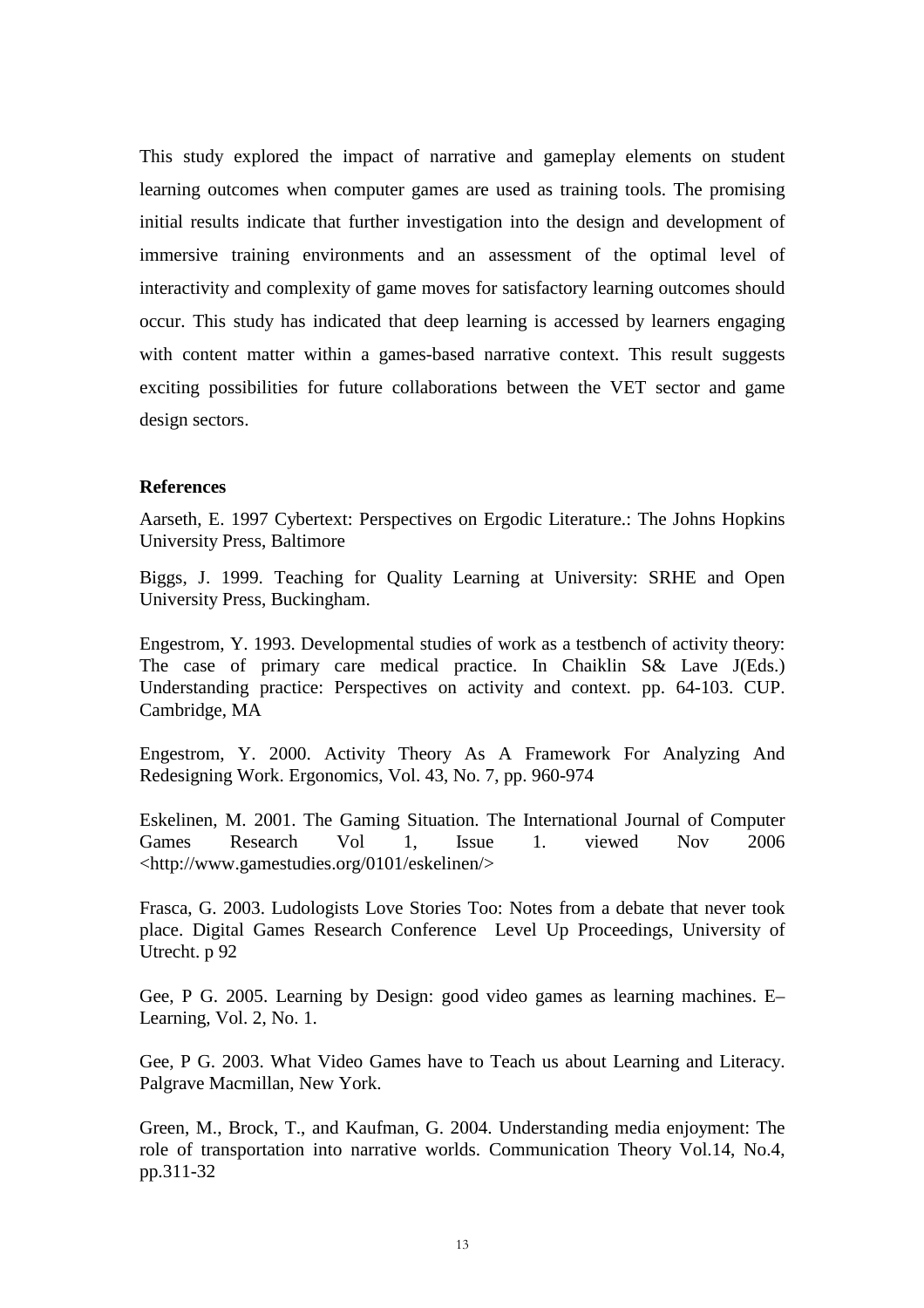This study explored the impact of narrative and gameplay elements on student learning outcomes when computer games are used as training tools. The promising initial results indicate that further investigation into the design and development of immersive training environments and an assessment of the optimal level of interactivity and complexity of game moves for satisfactory learning outcomes should occur. This study has indicated that deep learning is accessed by learners engaging with content matter within a games-based narrative context. This result suggests exciting possibilities for future collaborations between the VET sector and game design sectors.

**References**

Aarseth, E. 1997 Cybertext: Perspectives on Ergodic Literature.: The Johns Hopkins University Press, Baltimore

Biggs, J. 1999. Teaching for Quality Learning at University: SRHE and Open University Press, Buckingham.

Engestrom, Y. 1993. Developmental studies of work as a testbench of activity theory: The case of primary care medical practice. In Chaiklin S& Lave J(Eds.) Understanding practice: Perspectives on activity and context. pp. 64-103. CUP. Cambridge, MA

Engestrom, Y. 2000. Activity Theory As A Framework For Analyzing And Redesigning Work. Ergonomics, Vol. 43, No. 7, pp. 960-974

Eskelinen, M. 2001. The Gaming Situation. The International Journal of Computer Games Research Vol 1, Issue 1. viewed Nov 2006 <http://www.gamestudies.org/0101/eskelinen/>

Frasca, G. 2003. Ludologists Love Stories Too: Notes from a debate that never took place. Digital Games Research Conference Level Up Proceedings, University of Utrecht. p 92

Gee, P G. 2005. Learning by Design: good video games as learning machines. E–Learning, Vol. 2, No. 1.

Gee, P G. 2003. What Video Games have to Teach us about Learning and Literacy. Palgrave Macmillan, New York.

Green, M., Brock, T., and Kaufman, G. 2004. Understanding media enjoyment: The role of transportation into narrative worlds. Communication Theory Vol.14, No.4, pp.311-32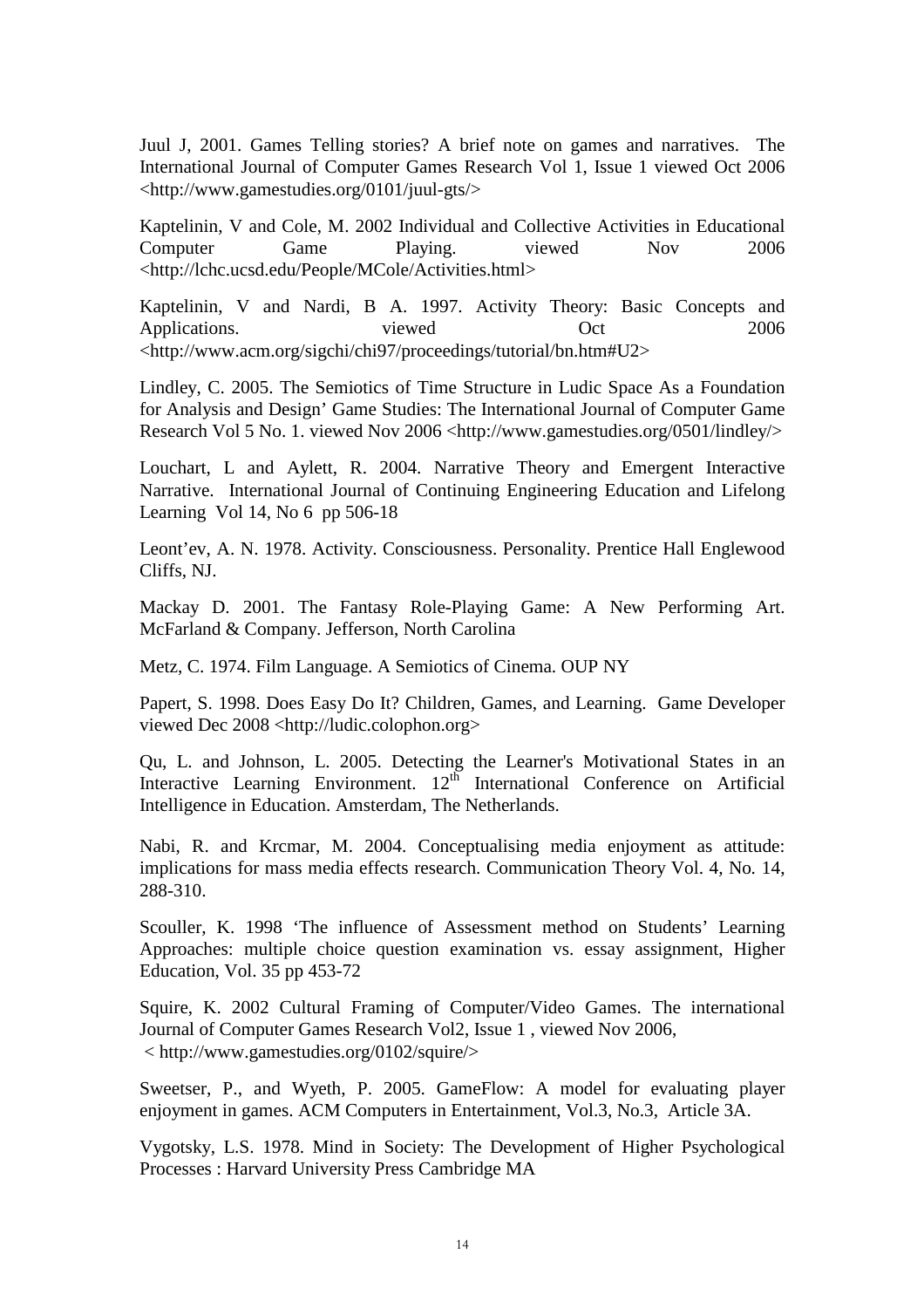Juul J, 2001. Games Telling stories? A brief note on games and narratives. The International Journal of Computer Games Research Vol 1, Issue 1 viewed Oct 2006 <http://www.gamestudies.org/0101/juul-gts/>

Kaptelinin, V and Cole, M. 2002 Individual and Collective Activities in Educational Computer Game Playing. viewed Nov 2006 <http://lchc.ucsd.edu/People/MCole/Activities.html>

Kaptelinin, V and Nardi, B A. 1997. Activity Theory: Basic Concepts and Applications. viewed Oct 2006 <http://www.acm.org/sigchi/chi97/proceedings/tutorial/bn.htm#U2>

Lindley, C. 2005. The Semiotics of Time Structure in Ludic Space As a Foundation for Analysis and Design' Game Studies: The International Journal of Computer Game Research Vol 5 No. 1. viewed Nov 2006 <http://www.gamestudies.org/0501/lindley/>

Louchart, L and Aylett, R. 2004. Narrative Theory and Emergent Interactive Narrative. International Journal of Continuing Engineering Education and Lifelong Learning Vol 14, No 6 pp 506-18

Leont'ev, A. N. 1978. Activity. Consciousness. Personality. Prentice Hall Englewood Cliffs, NJ.

Mackay D. 2001. The Fantasy Role-Playing Game: A New Performing Art. McFarland & Company. Jefferson, North Carolina

Metz, C. 1974. Film Language. A Semiotics of Cinema. OUP NY

Papert, S. 1998. Does Easy Do It? Children, Games, and Learning. Game Developer viewed Dec 2008 <http://ludic.colophon.org>

Qu, L. and Johnson, L. 2005. Detecting the Learner's Motivational States in an Interactive Learning Environment. 12th International Conference on Artificial Intelligence in Education. Amsterdam, The Netherlands.

Nabi, R. and Krcmar, M. 2004. Conceptualising media enjoyment as attitude: implications for mass media effects research. Communication Theory Vol. 4, No. 14, 288-310.

Scouller, K. 1998 'The influence of Assessment method on Students' Learning Approaches: multiple choice question examination vs. essay assignment, Higher Education, Vol. 35 pp 453-72

Squire, K. 2002 Cultural Framing of Computer/Video Games. The international Journal of Computer Games Research Vol2, Issue 1 , viewed Nov 2006, < http://www.gamestudies.org/0102/squire/>

Sweetser, P., and Wyeth, P. 2005. GameFlow: A model for evaluating player enjoyment in games. ACM Computers in Entertainment, Vol.3, No.3, Article 3A.

Vygotsky, L.S. 1978. Mind in Society: The Development of Higher Psychological Processes : Harvard University Press Cambridge MA